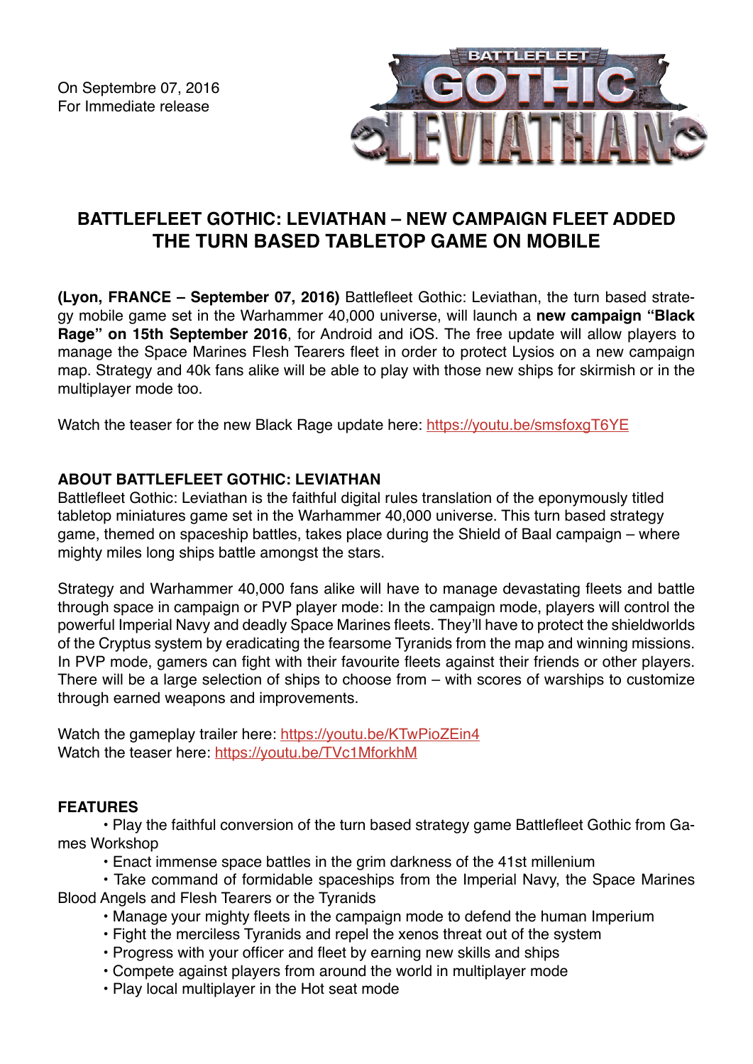On Septembre 07, 2016
For Immediate release

# BATTLEFLEET GOTHIC: LEVIATHAN – NEW CAMPAIGN FLEET ADDED THE TURN BASED TABLETOP GAME ON MOBILE

**(Lyon, FRANCE – September 07, 2016)** Battlefleet Gothic: Leviathan, the turn based strategy mobile game set in the Warhammer 40,000 universe, will launch a **new campaign "Black Rage" on 15th September 2016**, for Android and iOS. The free update will allow players to manage the Space Marines Flesh Tearers fleet in order to protect Lysios on a new campaign map. Strategy and 40k fans alike will be able to play with those new ships for skirmish or in the multiplayer mode too.

Watch the teaser for the new Black Rage update here: https://youtu.be/smsfoxgT6YE

## ABOUT BATTLEFLEET GOTHIC: LEVIATHAN

Battlefleet Gothic: Leviathan is the faithful digital rules translation of the eponymously titled tabletop miniatures game set in the Warhammer 40,000 universe. This turn based strategy game, themed on spaceship battles, takes place during the Shield of Baal campaign – where mighty miles long ships battle amongst the stars.

Strategy and Warhammer 40,000 fans alike will have to manage devastating fleets and battle through space in campaign or PVP player mode: In the campaign mode, players will control the powerful Imperial Navy and deadly Space Marines fleets. They'll have to protect the shieldworlds of the Cryptus system by eradicating the fearsome Tyranids from the map and winning missions. In PVP mode, gamers can fight with their favourite fleets against their friends or other players. There will be a large selection of ships to choose from – with scores of warships to customize through earned weapons and improvements.

Watch the gameplay trailer here: https://youtu.be/KTwPioZEin4
Watch the teaser here: https://youtu.be/TVc1MforkhM

## FEATURES

- Play the faithful conversion of the turn based strategy game Battlefleet Gothic from Games Workshop
- Enact immense space battles in the grim darkness of the 41st millenium
- Take command of formidable spaceships from the Imperial Navy, the Space Marines Blood Angels and Flesh Tearers or the Tyranids
- Manage your mighty fleets in the campaign mode to defend the human Imperium
- Fight the merciless Tyranids and repel the xenos threat out of the system
- Progress with your officer and fleet by earning new skills and ships
- Compete against players from around the world in multiplayer mode
- Play local multiplayer in the Hot seat mode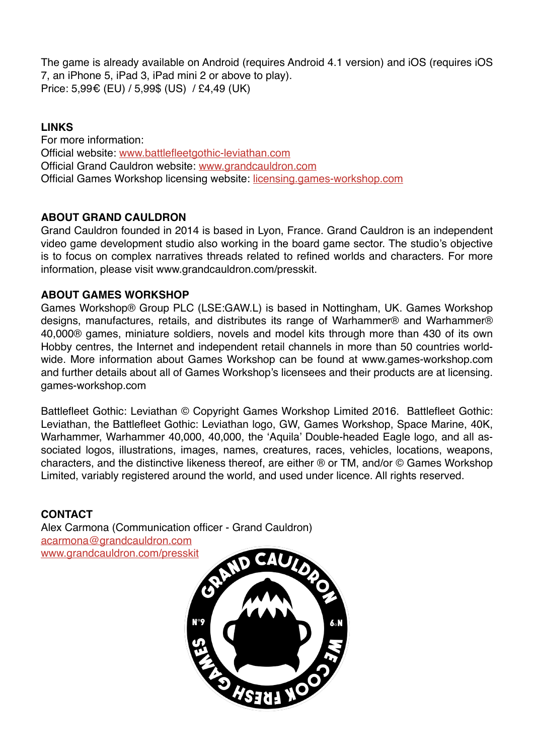The game is already available on Android (requires Android 4.1 version) and iOS (requires iOS 7, an iPhone 5, iPad 3, iPad mini 2 or above to play).
Price: 5,99€ (EU) / 5,99$ (US) / £4,49 (UK)

**LINKS**
For more information:
Official website: www.battlefleetgothic-leviathan.com
Official Grand Cauldron website: www.grandcauldron.com
Official Games Workshop licensing website: licensing.games-workshop.com

**ABOUT GRAND CAULDRON**
Grand Cauldron founded in 2014 is based in Lyon, France. Grand Cauldron is an independent video game development studio also working in the board game sector. The studio's objective is to focus on complex narratives threads related to refined worlds and characters. For more information, please visit www.grandcauldron.com/presskit.

**ABOUT GAMES WORKSHOP**
Games Workshop® Group PLC (LSE:GAW.L) is based in Nottingham, UK. Games Workshop designs, manufactures, retails, and distributes its range of Warhammer® and Warhammer® 40,000® games, miniature soldiers, novels and model kits through more than 430 of its own Hobby centres, the Internet and independent retail channels in more than 50 countries worldwide. More information about Games Workshop can be found at www.games-workshop.com and further details about all of Games Workshop's licensees and their products are at licensing.games-workshop.com

Battlefleet Gothic: Leviathan © Copyright Games Workshop Limited 2016. Battlefleet Gothic: Leviathan, the Battlefleet Gothic: Leviathan logo, GW, Games Workshop, Space Marine, 40K, Warhammer, Warhammer 40,000, 40,000, the 'Aquila' Double-headed Eagle logo, and all associated logos, illustrations, images, names, creatures, races, vehicles, locations, weapons, characters, and the distinctive likeness thereof, are either ® or TM, and/or © Games Workshop Limited, variably registered around the world, and used under licence. All rights reserved.

**CONTACT**
Alex Carmona (Communication officer - Grand Cauldron)
acarmona@grandcauldron.com
www.grandcauldron.com/presskit